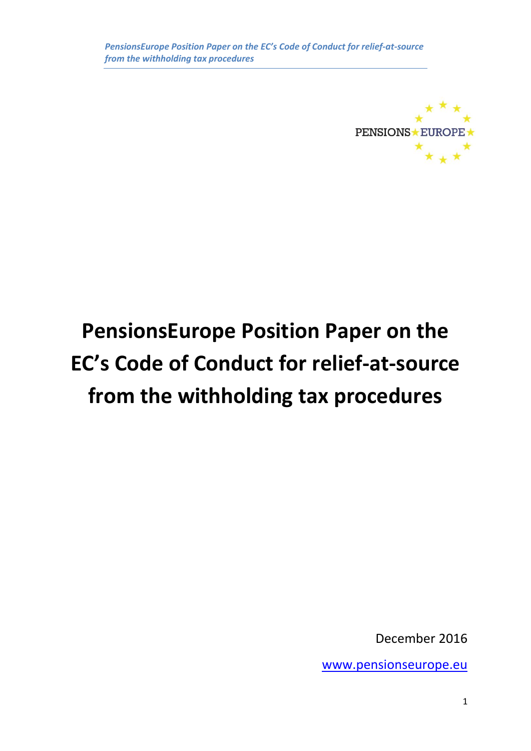# PensionsEurope Position Paper on the EC's Code of Conduct for relief-at-source from the withholding tax procedures

December 2016

www.pensionseurope.eu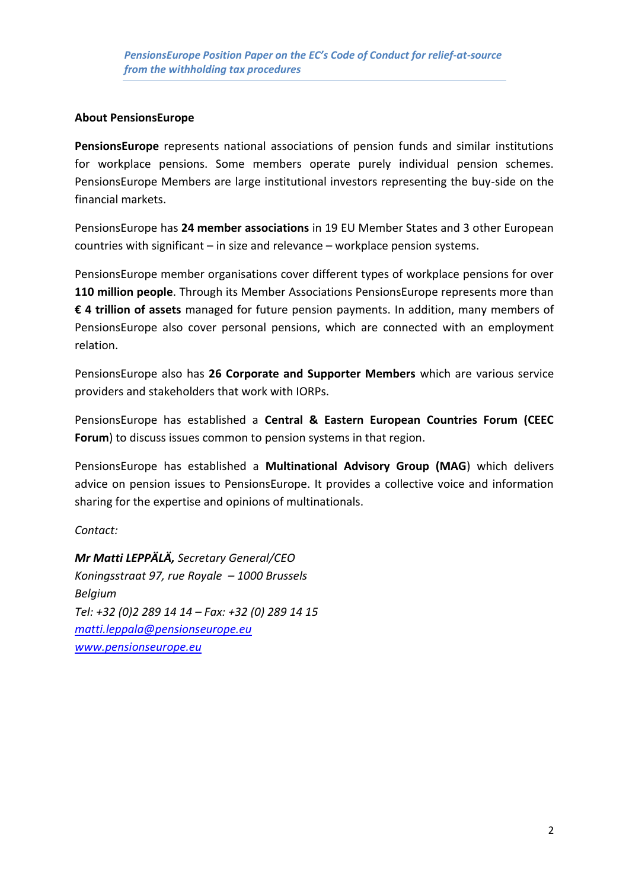**About PensionsEurope**

**PensionsEurope** represents national associations of pension funds and similar institutions for workplace pensions. Some members operate purely individual pension schemes. PensionsEurope Members are large institutional investors representing the buy-side on the financial markets.

PensionsEurope has **24 member associations** in 19 EU Member States and 3 other European countries with significant – in size and relevance – workplace pension systems.

PensionsEurope member organisations cover different types of workplace pensions for over **110 million people**. Through its Member Associations PensionsEurope represents more than **€ 4 trillion of assets** managed for future pension payments. In addition, many members of PensionsEurope also cover personal pensions, which are connected with an employment relation.

PensionsEurope also has **26 Corporate and Supporter Members** which are various service providers and stakeholders that work with IORPs.

PensionsEurope has established a **Central & Eastern European Countries Forum (CEEC Forum**) to discuss issues common to pension systems in that region.

PensionsEurope has established a **Multinational Advisory Group (MAG**) which delivers advice on pension issues to PensionsEurope. It provides a collective voice and information sharing for the expertise and opinions of multinationals.

*Contact:*

***Mr Matti LEPPÄLÄ,** Secretary General/CEO*
*Koningsstraat 97, rue Royale – 1000 Brussels*
*Belgium*
*Tel: +32 (0)2 289 14 14 – Fax: +32 (0) 289 14 15*
*matti.leppala@pensionseurope.eu*
*www.pensionseurope.eu*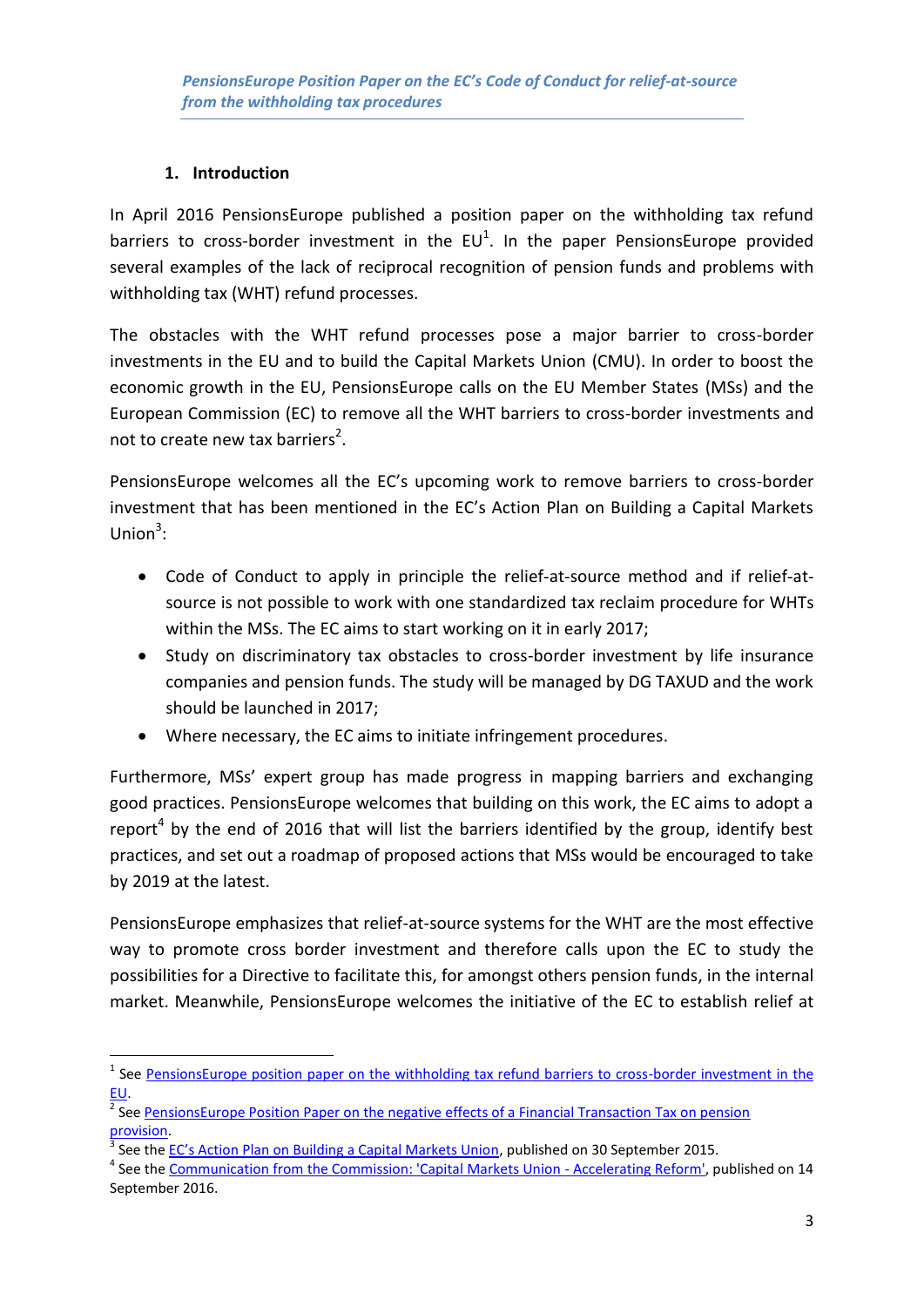## 1. Introduction

In April 2016 PensionsEurope published a position paper on the withholding tax refund barriers to cross-border investment in the EU[1]. In the paper PensionsEurope provided several examples of the lack of reciprocal recognition of pension funds and problems with withholding tax (WHT) refund processes.

The obstacles with the WHT refund processes pose a major barrier to cross-border investments in the EU and to build the Capital Markets Union (CMU). In order to boost the economic growth in the EU, PensionsEurope calls on the EU Member States (MSs) and the European Commission (EC) to remove all the WHT barriers to cross-border investments and not to create new tax barriers[2].

PensionsEurope welcomes all the EC's upcoming work to remove barriers to cross-border investment that has been mentioned in the EC's Action Plan on Building a Capital Markets Union[3]:

- Code of Conduct to apply in principle the relief-at-source method and if relief-at-source is not possible to work with one standardized tax reclaim procedure for WHTs within the MSs. The EC aims to start working on it in early 2017;
- Study on discriminatory tax obstacles to cross-border investment by life insurance companies and pension funds. The study will be managed by DG TAXUD and the work should be launched in 2017;
- Where necessary, the EC aims to initiate infringement procedures.

Furthermore, MSs' expert group has made progress in mapping barriers and exchanging good practices. PensionsEurope welcomes that building on this work, the EC aims to adopt a report[4] by the end of 2016 that will list the barriers identified by the group, identify best practices, and set out a roadmap of proposed actions that MSs would be encouraged to take by 2019 at the latest.

PensionsEurope emphasizes that relief-at-source systems for the WHT are the most effective way to promote cross border investment and therefore calls upon the EC to study the possibilities for a Directive to facilitate this, for amongst others pension funds, in the internal market. Meanwhile, PensionsEurope welcomes the initiative of the EC to establish relief at

---

[1] See PensionsEurope position paper on the withholding tax refund barriers to cross-border investment in the EU.

[2] See PensionsEurope Position Paper on the negative effects of a Financial Transaction Tax on pension provision.

[3] See the EC's Action Plan on Building a Capital Markets Union, published on 30 September 2015.

[4] See the Communication from the Commission: 'Capital Markets Union - Accelerating Reform', published on 14 September 2016.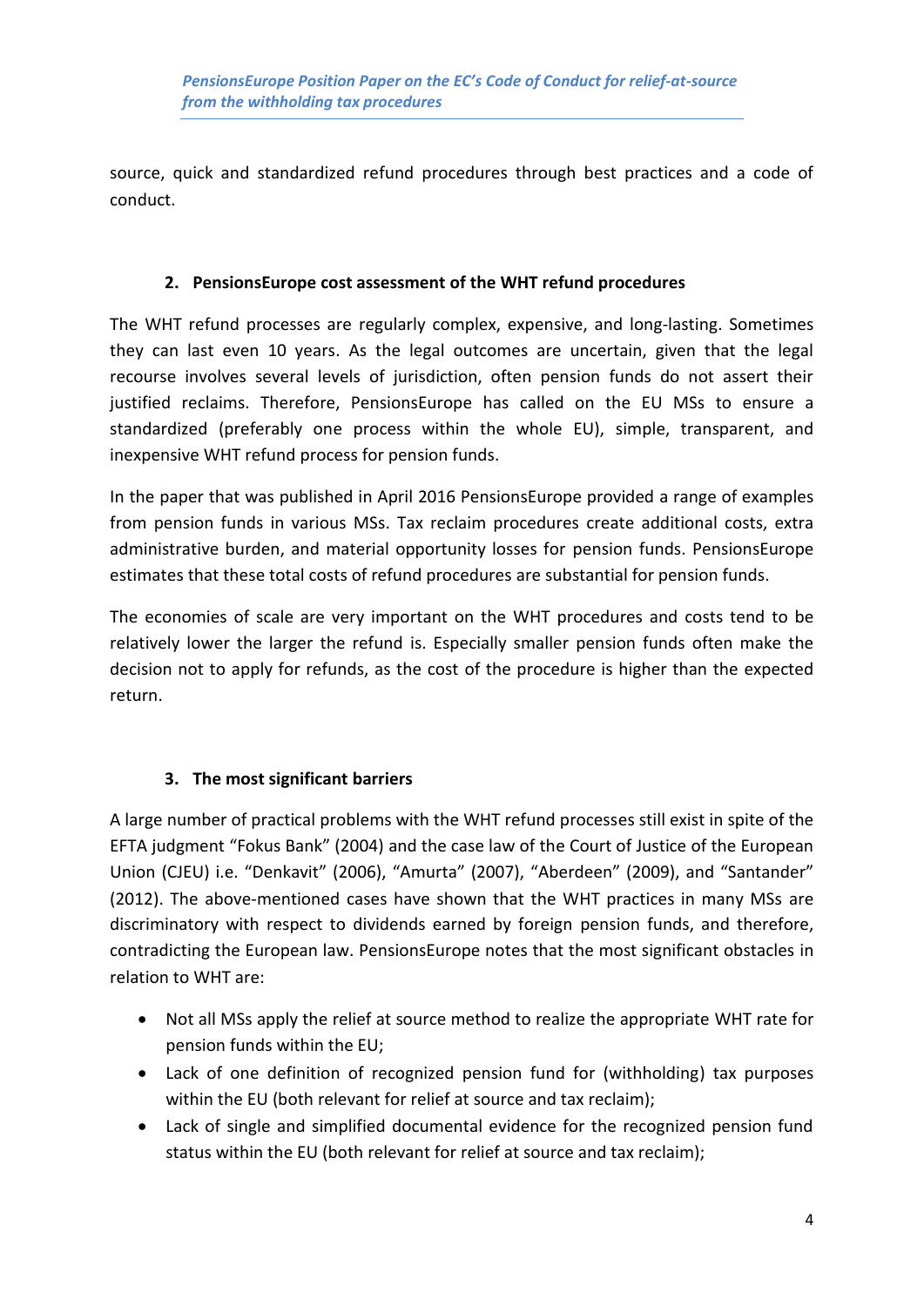source, quick and standardized refund procedures through best practices and a code of conduct.

## 2. PensionsEurope cost assessment of the WHT refund procedures

The WHT refund processes are regularly complex, expensive, and long-lasting. Sometimes they can last even 10 years. As the legal outcomes are uncertain, given that the legal recourse involves several levels of jurisdiction, often pension funds do not assert their justified reclaims. Therefore, PensionsEurope has called on the EU MSs to ensure a standardized (preferably one process within the whole EU), simple, transparent, and inexpensive WHT refund process for pension funds.

In the paper that was published in April 2016 PensionsEurope provided a range of examples from pension funds in various MSs. Tax reclaim procedures create additional costs, extra administrative burden, and material opportunity losses for pension funds. PensionsEurope estimates that these total costs of refund procedures are substantial for pension funds.

The economies of scale are very important on the WHT procedures and costs tend to be relatively lower the larger the refund is. Especially smaller pension funds often make the decision not to apply for refunds, as the cost of the procedure is higher than the expected return.

## 3. The most significant barriers

A large number of practical problems with the WHT refund processes still exist in spite of the EFTA judgment "Fokus Bank" (2004) and the case law of the Court of Justice of the European Union (CJEU) i.e. "Denkavit" (2006), "Amurta" (2007), "Aberdeen" (2009), and "Santander" (2012). The above-mentioned cases have shown that the WHT practices in many MSs are discriminatory with respect to dividends earned by foreign pension funds, and therefore, contradicting the European law. PensionsEurope notes that the most significant obstacles in relation to WHT are:

- Not all MSs apply the relief at source method to realize the appropriate WHT rate for pension funds within the EU;
- Lack of one definition of recognized pension fund for (withholding) tax purposes within the EU (both relevant for relief at source and tax reclaim);
- Lack of single and simplified documental evidence for the recognized pension fund status within the EU (both relevant for relief at source and tax reclaim);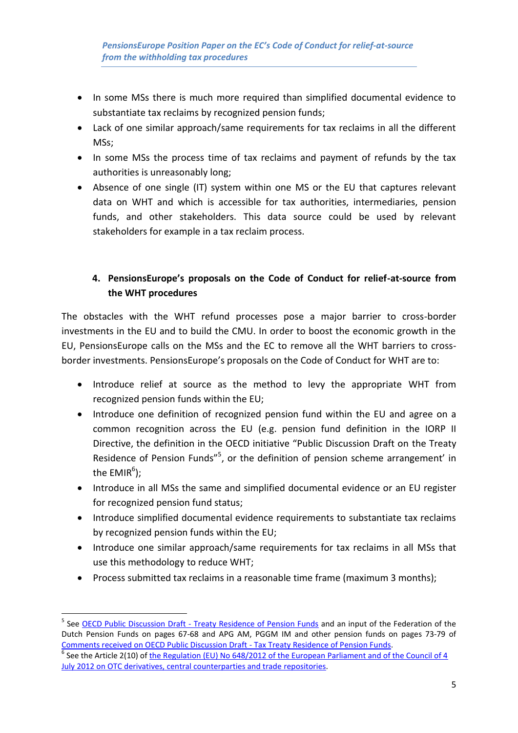- In some MSs there is much more required than simplified documental evidence to substantiate tax reclaims by recognized pension funds;
- Lack of one similar approach/same requirements for tax reclaims in all the different MSs;
- In some MSs the process time of tax reclaims and payment of refunds by the tax authorities is unreasonably long;
- Absence of one single (IT) system within one MS or the EU that captures relevant data on WHT and which is accessible for tax authorities, intermediaries, pension funds, and other stakeholders. This data source could be used by relevant stakeholders for example in a tax reclaim process.

## 4. PensionsEurope's proposals on the Code of Conduct for relief-at-source from the WHT procedures

The obstacles with the WHT refund processes pose a major barrier to cross-border investments in the EU and to build the CMU. In order to boost the economic growth in the EU, PensionsEurope calls on the MSs and the EC to remove all the WHT barriers to cross-border investments. PensionsEurope's proposals on the Code of Conduct for WHT are to:

- Introduce relief at source as the method to levy the appropriate WHT from recognized pension funds within the EU;
- Introduce one definition of recognized pension fund within the EU and agree on a common recognition across the EU (e.g. pension fund definition in the IORP II Directive, the definition in the OECD initiative "Public Discussion Draft on the Treaty Residence of Pension Funds"[5], or the definition of pension scheme arrangement' in the EMIR[6]);
- Introduce in all MSs the same and simplified documental evidence or an EU register for recognized pension fund status;
- Introduce simplified documental evidence requirements to substantiate tax reclaims by recognized pension funds within the EU;
- Introduce one similar approach/same requirements for tax reclaims in all MSs that use this methodology to reduce WHT;
- Process submitted tax reclaims in a reasonable time frame (maximum 3 months);

---

[5] See OECD Public Discussion Draft - Treaty Residence of Pension Funds and an input of the Federation of the Dutch Pension Funds on pages 67-68 and APG AM, PGGM IM and other pension funds on pages 73-79 of Comments received on OECD Public Discussion Draft - Tax Treaty Residence of Pension Funds.

[6] See the Article 2(10) of the Regulation (EU) No 648/2012 of the European Parliament and of the Council of 4 July 2012 on OTC derivatives, central counterparties and trade repositories.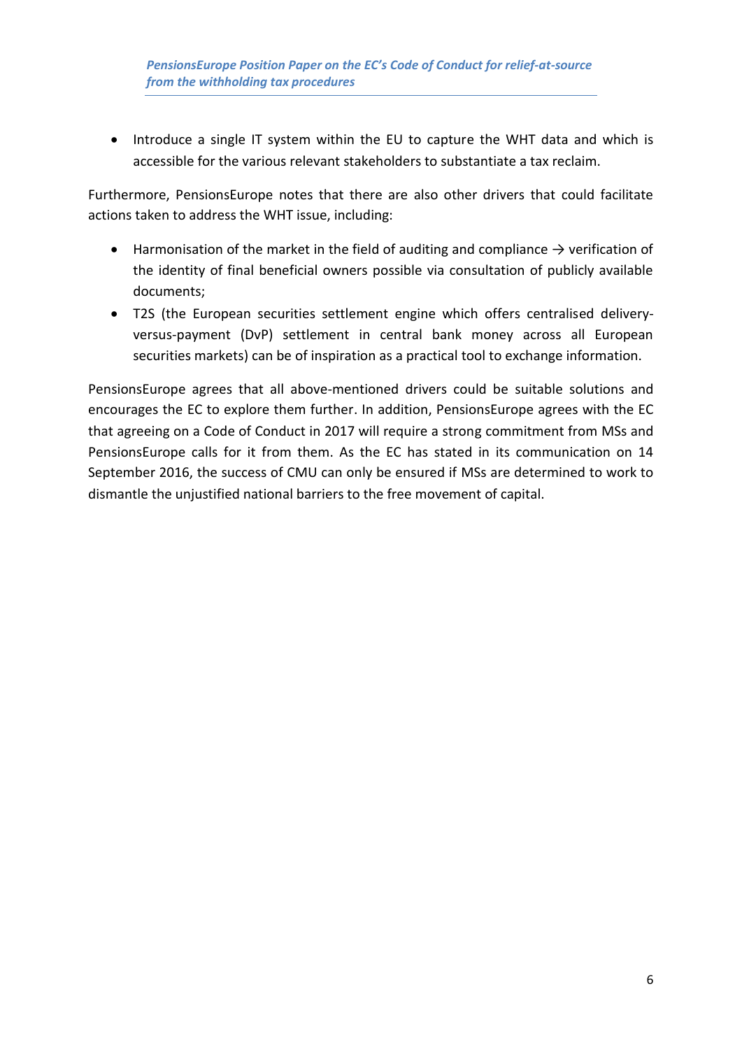- Introduce a single IT system within the EU to capture the WHT data and which is accessible for the various relevant stakeholders to substantiate a tax reclaim.

Furthermore, PensionsEurope notes that there are also other drivers that could facilitate actions taken to address the WHT issue, including:

- Harmonisation of the market in the field of auditing and compliance → verification of the identity of final beneficial owners possible via consultation of publicly available documents;
- T2S (the European securities settlement engine which offers centralised delivery-versus-payment (DvP) settlement in central bank money across all European securities markets) can be of inspiration as a practical tool to exchange information.

PensionsEurope agrees that all above-mentioned drivers could be suitable solutions and encourages the EC to explore them further. In addition, PensionsEurope agrees with the EC that agreeing on a Code of Conduct in 2017 will require a strong commitment from MSs and PensionsEurope calls for it from them. As the EC has stated in its communication on 14 September 2016, the success of CMU can only be ensured if MSs are determined to work to dismantle the unjustified national barriers to the free movement of capital.